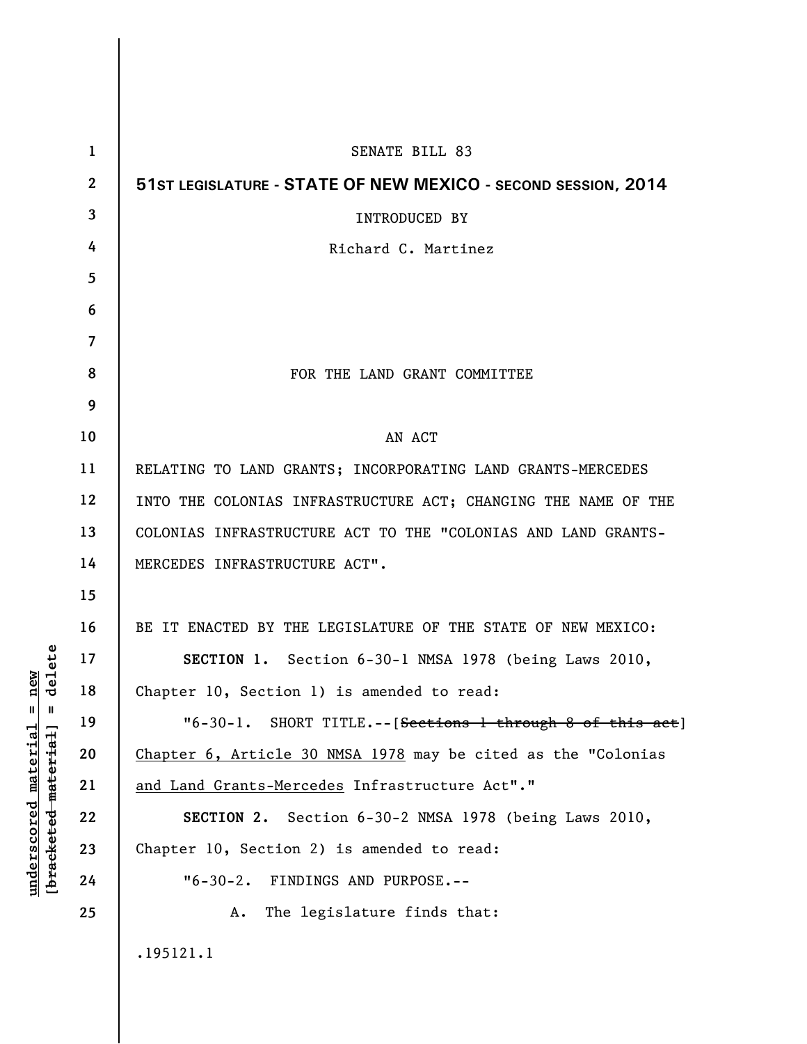SENATE BILL 83

**51ST LEGISLATURE - STATE OF NEW MEXICO - SECOND SESSION, 2014**

INTRODUCED BY

Richard C. Martinez

FOR THE LAND GRANT COMMITTEE

AN ACT

RELATING TO LAND GRANTS; INCORPORATING LAND GRANTS-MERCEDES INTO THE COLONIAS INFRASTRUCTURE ACT; CHANGING THE NAME OF THE COLONIAS INFRASTRUCTURE ACT TO THE "COLONIAS AND LAND GRANTS-MERCEDES INFRASTRUCTURE ACT".

BE IT ENACTED BY THE LEGISLATURE OF THE STATE OF NEW MEXICO:

**SECTION 1.** Section 6-30-1 NMSA 1978 (being Laws 2010, Chapter 10, Section 1) is amended to read:

"6-30-1. SHORT TITLE.--[~~Sections 1 through 8 of this act~~] <u>Chapter 6, Article 30 NMSA 1978</u> may be cited as the "Colonias <u>and Land Grants-Mercedes</u> Infrastructure Act"."

**SECTION 2.** Section 6-30-2 NMSA 1978 (being Laws 2010, Chapter 10, Section 2) is amended to read:

"6-30-2. FINDINGS AND PURPOSE.--

A. The legislature finds that:

.195121.1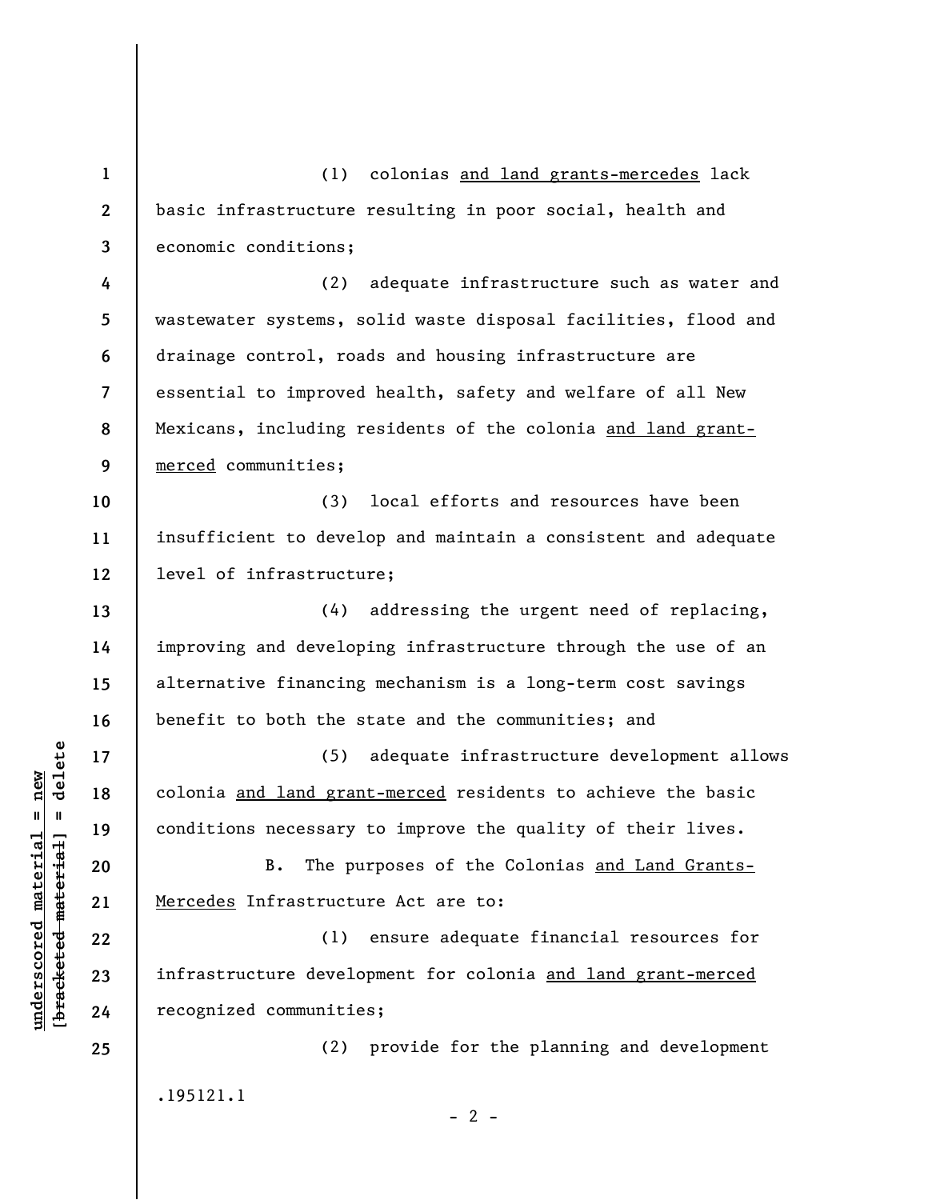(1) colonias <u>and land grants-mercedes</u> lack basic infrastructure resulting in poor social, health and economic conditions;

(2) adequate infrastructure such as water and wastewater systems, solid waste disposal facilities, flood and drainage control, roads and housing infrastructure are essential to improved health, safety and welfare of all New Mexicans, including residents of the colonia <u>and land grant-merced</u> communities;

(3) local efforts and resources have been insufficient to develop and maintain a consistent and adequate level of infrastructure;

(4) addressing the urgent need of replacing, improving and developing infrastructure through the use of an alternative financing mechanism is a long-term cost savings benefit to both the state and the communities; and

(5) adequate infrastructure development allows colonia <u>and land grant-merced</u> residents to achieve the basic conditions necessary to improve the quality of their lives.

B. The purposes of the Colonias <u>and Land Grants-Mercedes</u> Infrastructure Act are to:

(1) ensure adequate financial resources for infrastructure development for colonia <u>and land grant-merced</u> recognized communities;

(2) provide for the planning and development

.195121.1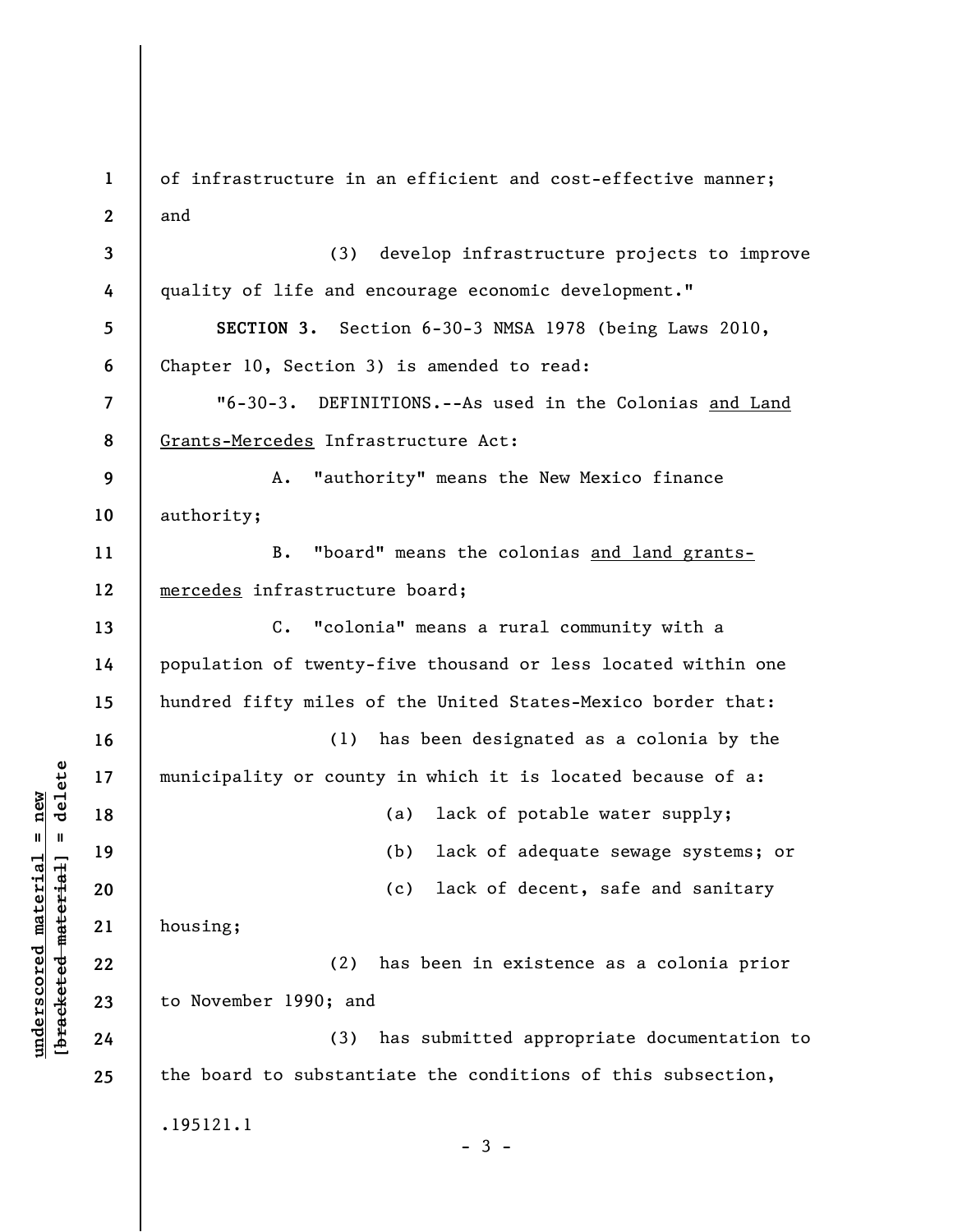of infrastructure in an efficient and cost-effective manner; and

(3) develop infrastructure projects to improve quality of life and encourage economic development."

**SECTION 3.** Section 6-30-3 NMSA 1978 (being Laws 2010, Chapter 10, Section 3) is amended to read:

"6-30-3. DEFINITIONS.--As used in the Colonias <u>and Land Grants-Mercedes</u> Infrastructure Act:

A. "authority" means the New Mexico finance authority;

B. "board" means the colonias <u>and land grants-mercedes</u> infrastructure board;

C. "colonia" means a rural community with a population of twenty-five thousand or less located within one hundred fifty miles of the United States-Mexico border that:

(1) has been designated as a colonia by the municipality or county in which it is located because of a:

(a) lack of potable water supply;

(b) lack of adequate sewage systems; or

(c) lack of decent, safe and sanitary housing;

(2) has been in existence as a colonia prior to November 1990; and

(3) has submitted appropriate documentation to the board to substantiate the conditions of this subsection,

.195121.1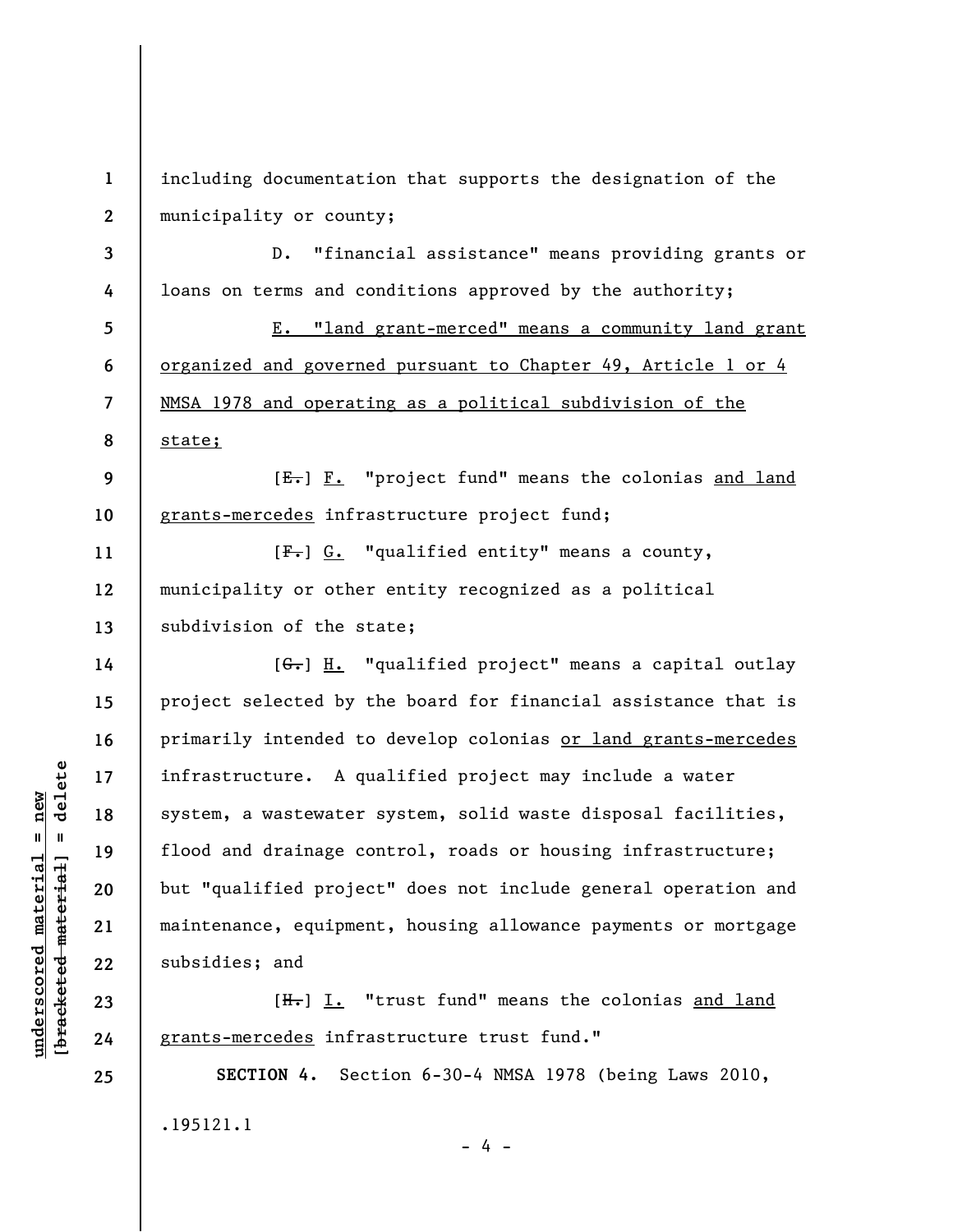including documentation that supports the designation of the municipality or county;

D. "financial assistance" means providing grants or loans on terms and conditions approved by the authority;

<u>E. "land grant-merced" means a community land grant organized and governed pursuant to Chapter 49, Article 1 or 4 NMSA 1978 and operating as a political subdivision of the state;</u>

[~~E.~~] <u>F.</u> "project fund" means the colonias <u>and land grants-mercedes</u> infrastructure project fund;

[~~F.~~] <u>G.</u> "qualified entity" means a county, municipality or other entity recognized as a political subdivision of the state;

[~~G.~~] <u>H.</u> "qualified project" means a capital outlay project selected by the board for financial assistance that is primarily intended to develop colonias <u>or land grants-mercedes</u> infrastructure. A qualified project may include a water system, a wastewater system, solid waste disposal facilities, flood and drainage control, roads or housing infrastructure; but "qualified project" does not include general operation and maintenance, equipment, housing allowance payments or mortgage subsidies; and

[~~H.~~] <u>I.</u> "trust fund" means the colonias <u>and land grants-mercedes</u> infrastructure trust fund."

**SECTION 4.** Section 6-30-4 NMSA 1978 (being Laws 2010,

.195121.1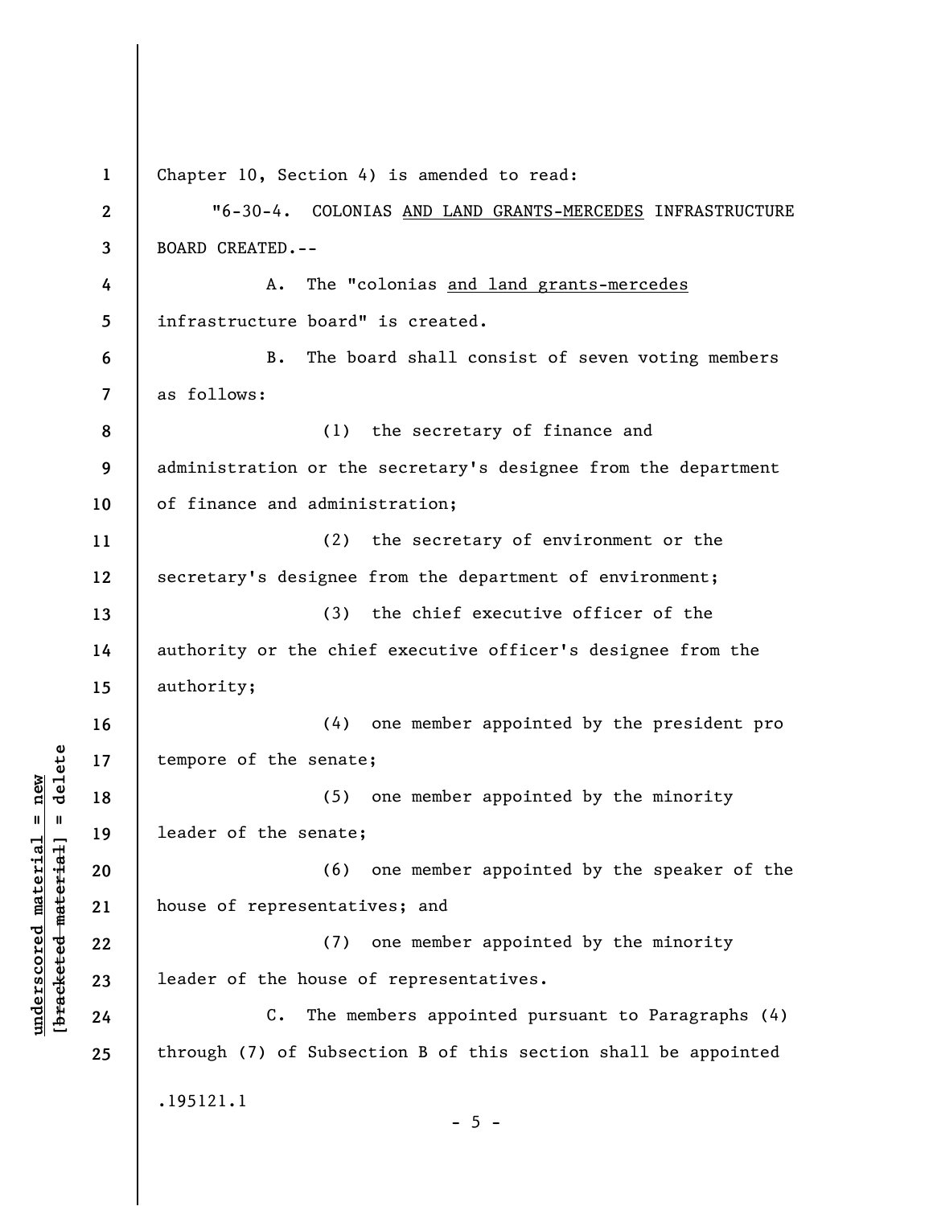Chapter 10, Section 4) is amended to read:

"6-30-4. COLONIAS <u>AND LAND GRANTS-MERCEDES</u> INFRASTRUCTURE BOARD CREATED.--

A. The "colonias <u>and land grants-mercedes</u> infrastructure board" is created.

B. The board shall consist of seven voting members as follows:

(1) the secretary of finance and administration or the secretary's designee from the department of finance and administration;

(2) the secretary of environment or the secretary's designee from the department of environment;

(3) the chief executive officer of the authority or the chief executive officer's designee from the authority;

(4) one member appointed by the president pro tempore of the senate;

(5) one member appointed by the minority leader of the senate;

(6) one member appointed by the speaker of the house of representatives; and

(7) one member appointed by the minority leader of the house of representatives.

C. The members appointed pursuant to Paragraphs (4) through (7) of Subsection B of this section shall be appointed

.195121.1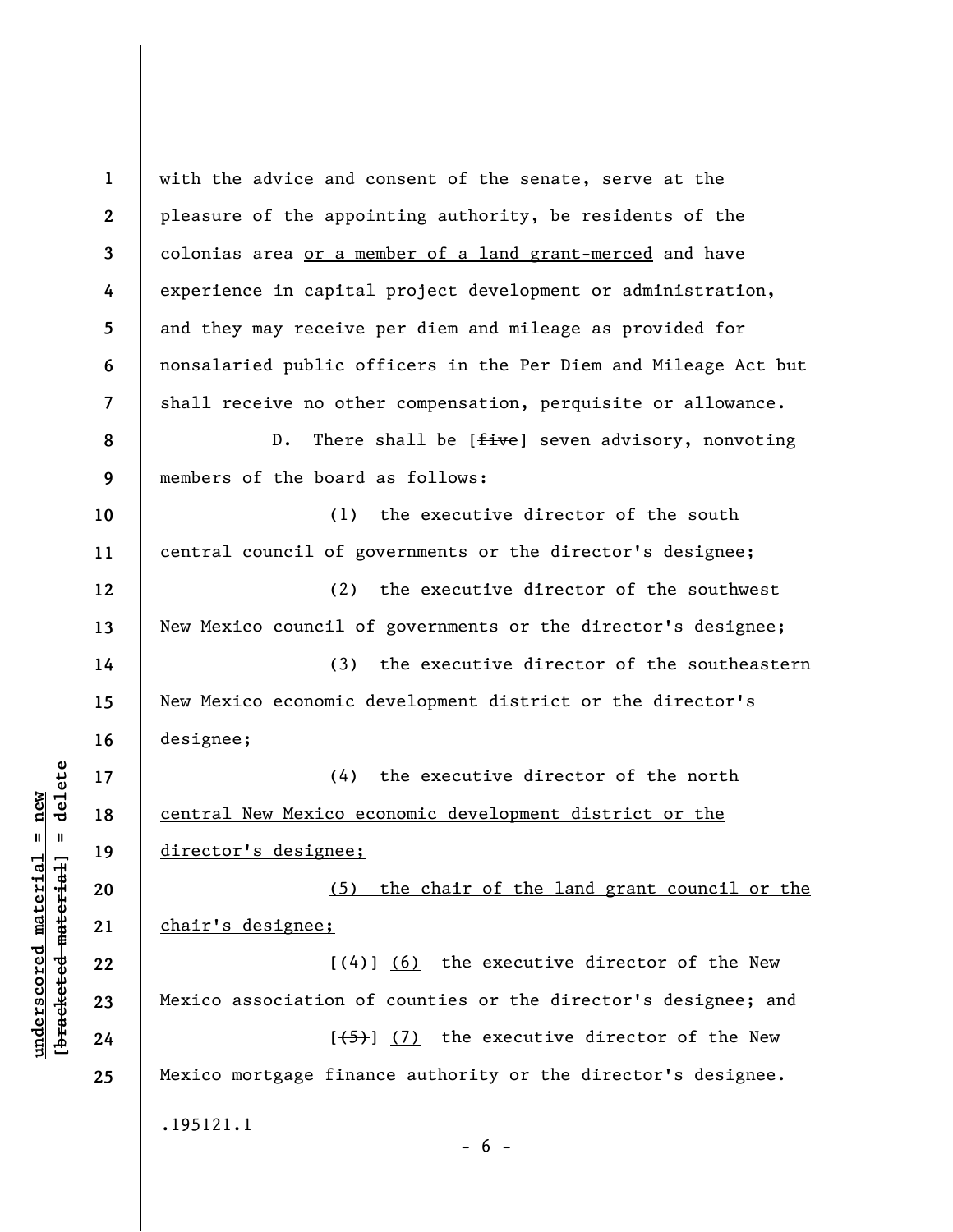with the advice and consent of the senate, serve at the pleasure of the appointing authority, be residents of the colonias area <u>or a member of a land grant-merced</u> and have experience in capital project development or administration, and they may receive per diem and mileage as provided for nonsalaried public officers in the Per Diem and Mileage Act but shall receive no other compensation, perquisite or allowance.

D. There shall be [~~five~~] <u>seven</u> advisory, nonvoting members of the board as follows:

(1) the executive director of the south central council of governments or the director's designee;

(2) the executive director of the southwest New Mexico council of governments or the director's designee;

(3) the executive director of the southeastern New Mexico economic development district or the director's designee;

<u>(4) the executive director of the north central New Mexico economic development district or the director's designee;</u>

<u>(5) the chair of the land grant council or the chair's designee;</u>

[~~(4)~~] <u>(6)</u> the executive director of the New Mexico association of counties or the director's designee; and

[~~(5)~~] <u>(7)</u> the executive director of the New Mexico mortgage finance authority or the director's designee.

.195121.1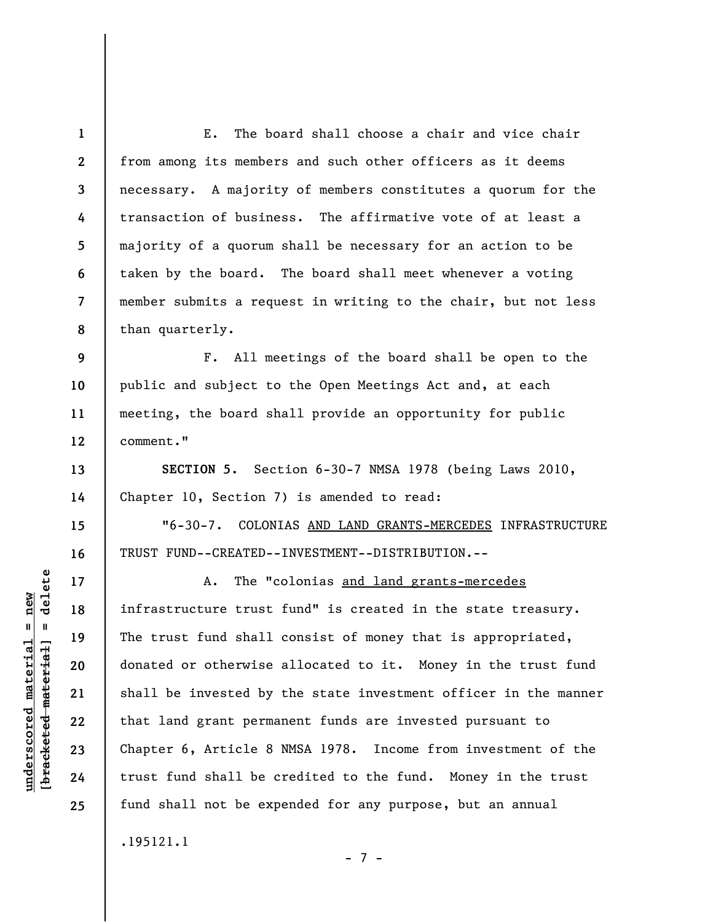E. The board shall choose a chair and vice chair from among its members and such other officers as it deems necessary. A majority of members constitutes a quorum for the transaction of business. The affirmative vote of at least a majority of a quorum shall be necessary for an action to be taken by the board. The board shall meet whenever a voting member submits a request in writing to the chair, but not less than quarterly.

F. All meetings of the board shall be open to the public and subject to the Open Meetings Act and, at each meeting, the board shall provide an opportunity for public comment."

**SECTION 5.** Section 6-30-7 NMSA 1978 (being Laws 2010, Chapter 10, Section 7) is amended to read:

"6-30-7. COLONIAS <u>AND LAND GRANTS-MERCEDES</u> INFRASTRUCTURE TRUST FUND--CREATED--INVESTMENT--DISTRIBUTION.--

A. The "colonias <u>and land grants-mercedes</u> infrastructure trust fund" is created in the state treasury. The trust fund shall consist of money that is appropriated, donated or otherwise allocated to it. Money in the trust fund shall be invested by the state investment officer in the manner that land grant permanent funds are invested pursuant to Chapter 6, Article 8 NMSA 1978. Income from investment of the trust fund shall be credited to the fund. Money in the trust fund shall not be expended for any purpose, but an annual

.195121.1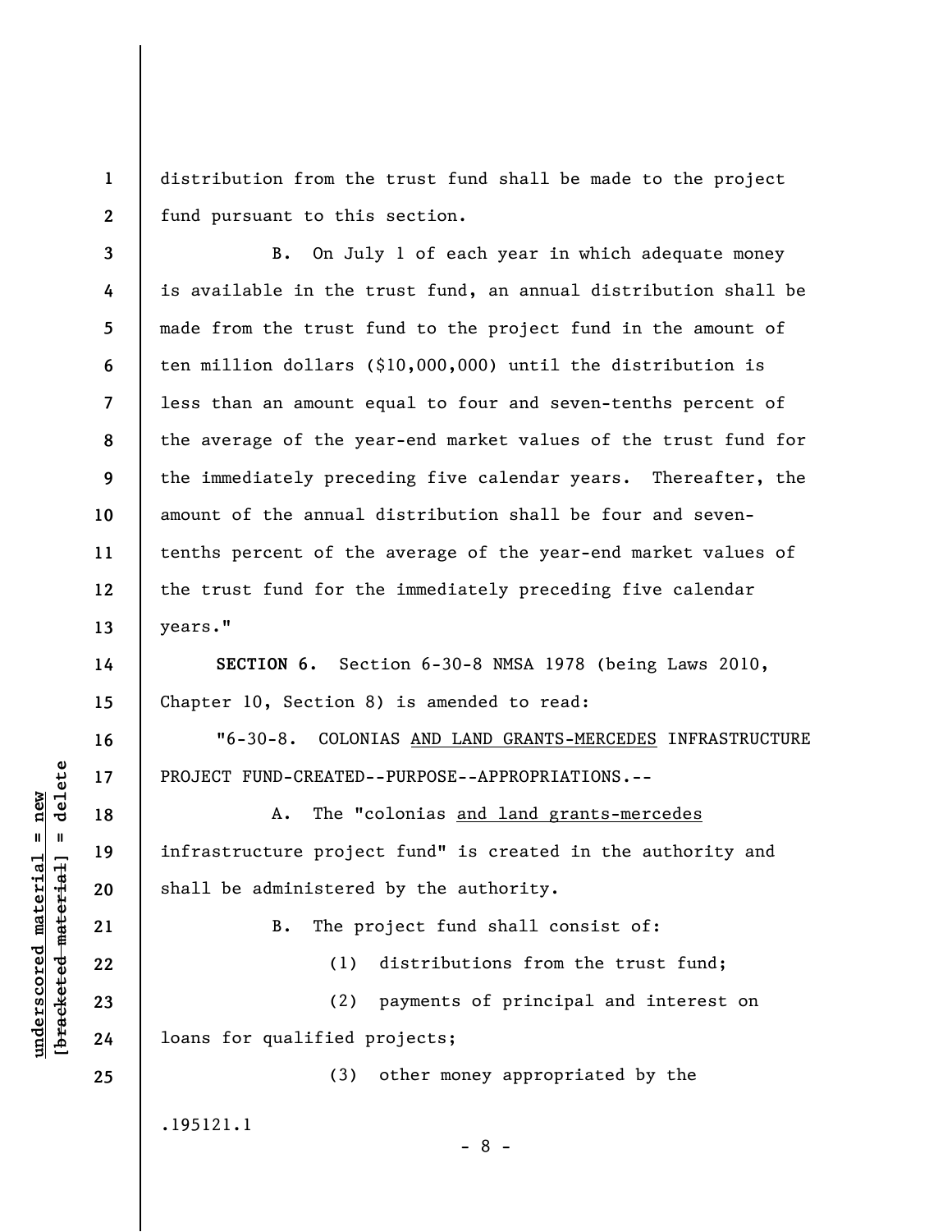distribution from the trust fund shall be made to the project fund pursuant to this section.

B. On July 1 of each year in which adequate money is available in the trust fund, an annual distribution shall be made from the trust fund to the project fund in the amount of ten million dollars ($10,000,000) until the distribution is less than an amount equal to four and seven-tenths percent of the average of the year-end market values of the trust fund for the immediately preceding five calendar years. Thereafter, the amount of the annual distribution shall be four and seven-tenths percent of the average of the year-end market values of the trust fund for the immediately preceding five calendar years."

**SECTION 6.** Section 6-30-8 NMSA 1978 (being Laws 2010, Chapter 10, Section 8) is amended to read:

"6-30-8. COLONIAS <u>AND LAND GRANTS-MERCEDES</u> INFRASTRUCTURE PROJECT FUND-CREATED--PURPOSE--APPROPRIATIONS.--

A. The "colonias <u>and land grants-mercedes</u> infrastructure project fund" is created in the authority and shall be administered by the authority.

B. The project fund shall consist of:

(1) distributions from the trust fund;

(2) payments of principal and interest on loans for qualified projects;

(3) other money appropriated by the

.195121.1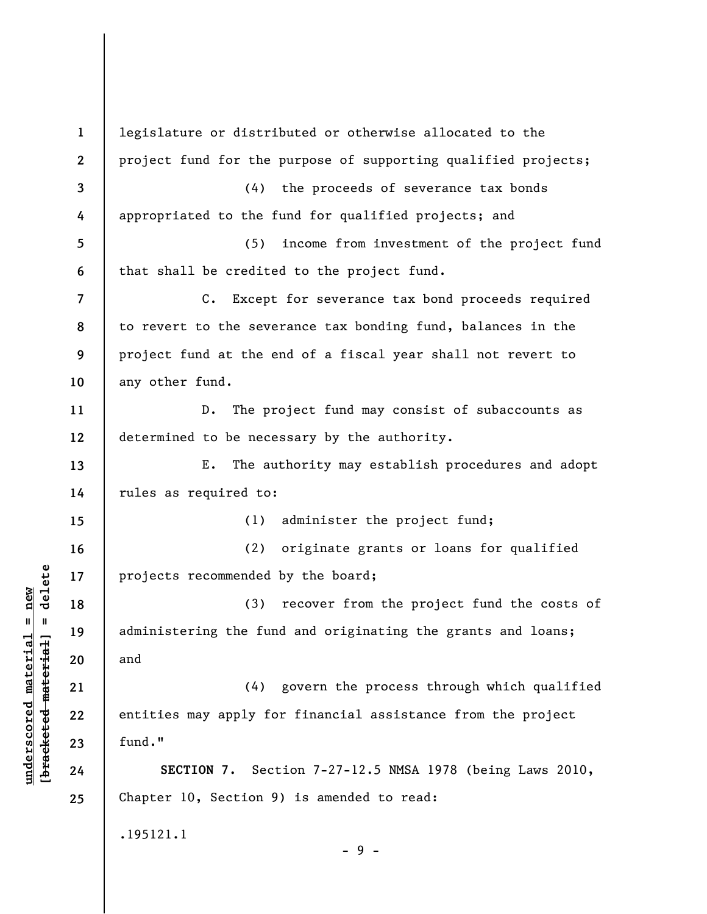legislature or distributed or otherwise allocated to the project fund for the purpose of supporting qualified projects;

(4) the proceeds of severance tax bonds appropriated to the fund for qualified projects; and

(5) income from investment of the project fund that shall be credited to the project fund.

C. Except for severance tax bond proceeds required to revert to the severance tax bonding fund, balances in the project fund at the end of a fiscal year shall not revert to any other fund.

D. The project fund may consist of subaccounts as determined to be necessary by the authority.

E. The authority may establish procedures and adopt rules as required to:

(1) administer the project fund;

(2) originate grants or loans for qualified projects recommended by the board;

(3) recover from the project fund the costs of administering the fund and originating the grants and loans; and

(4) govern the process through which qualified entities may apply for financial assistance from the project fund."

**SECTION 7.** Section 7-27-12.5 NMSA 1978 (being Laws 2010, Chapter 10, Section 9) is amended to read:

.195121.1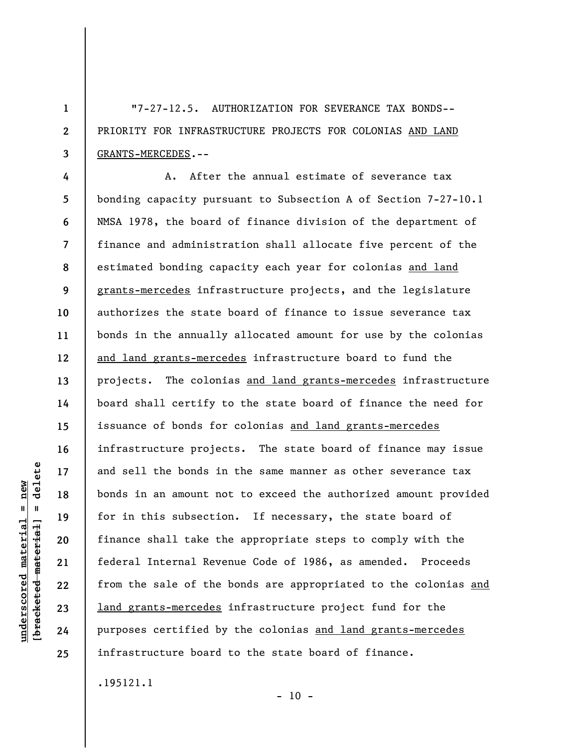"7-27-12.5. AUTHORIZATION FOR SEVERANCE TAX BONDS--PRIORITY FOR INFRASTRUCTURE PROJECTS FOR COLONIAS <u>AND LAND GRANTS-MERCEDES</u>.--

A. After the annual estimate of severance tax bonding capacity pursuant to Subsection A of Section 7-27-10.1 NMSA 1978, the board of finance division of the department of finance and administration shall allocate five percent of the estimated bonding capacity each year for colonias <u>and land grants-mercedes</u> infrastructure projects, and the legislature authorizes the state board of finance to issue severance tax bonds in the annually allocated amount for use by the colonias <u>and land grants-mercedes</u> infrastructure board to fund the projects. The colonias <u>and land grants-mercedes</u> infrastructure board shall certify to the state board of finance the need for issuance of bonds for colonias <u>and land grants-mercedes</u> infrastructure projects. The state board of finance may issue and sell the bonds in the same manner as other severance tax bonds in an amount not to exceed the authorized amount provided for in this subsection. If necessary, the state board of finance shall take the appropriate steps to comply with the federal Internal Revenue Code of 1986, as amended. Proceeds from the sale of the bonds are appropriated to the colonias <u>and land grants-mercedes</u> infrastructure project fund for the purposes certified by the colonias <u>and land grants-mercedes</u> infrastructure board to the state board of finance.

.195121.1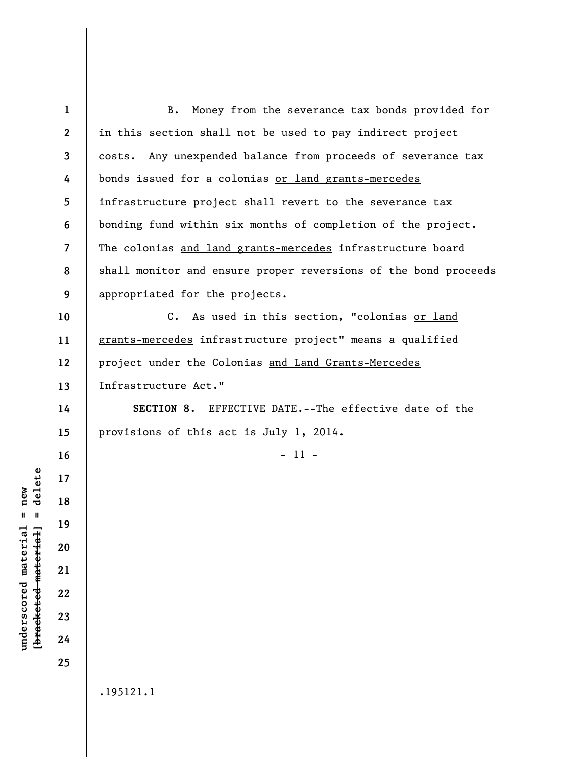B. Money from the severance tax bonds provided for in this section shall not be used to pay indirect project costs. Any unexpended balance from proceeds of severance tax bonds issued for a colonias <u>or land grants-mercedes</u> infrastructure project shall revert to the severance tax bonding fund within six months of completion of the project. The colonias <u>and land grants-mercedes</u> infrastructure board shall monitor and ensure proper reversions of the bond proceeds appropriated for the projects.

C. As used in this section, "colonias <u>or land grants-mercedes</u> infrastructure project" means a qualified project under the Colonias <u>and Land Grants-Mercedes</u> Infrastructure Act."

**SECTION 8.** EFFECTIVE DATE.--The effective date of the provisions of this act is July 1, 2014.

.195121.1